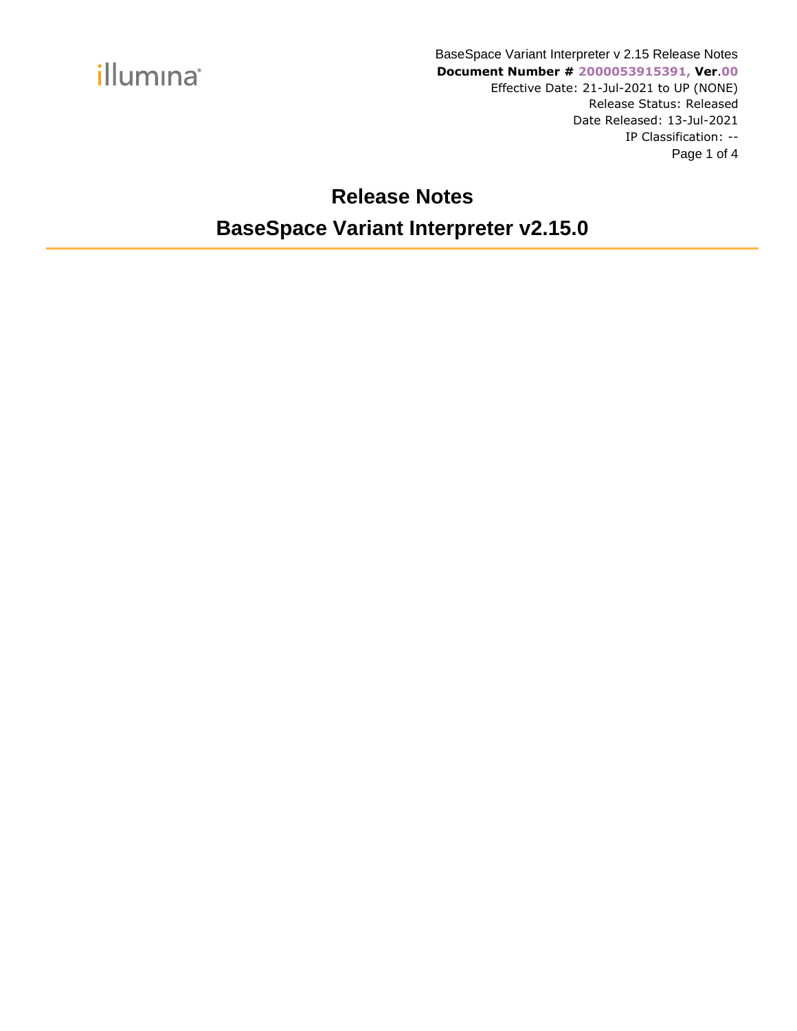BaseSpace Variant Interpreter v 2.15 Release Notes
**Document Number # 2000053915391, Ver.00**
Effective Date: 21-Jul-2021 to UP (NONE)
Release Status: Released
Date Released: 13-Jul-2021
IP Classification: --

# Release Notes

# BaseSpace Variant Interpreter v2.15.0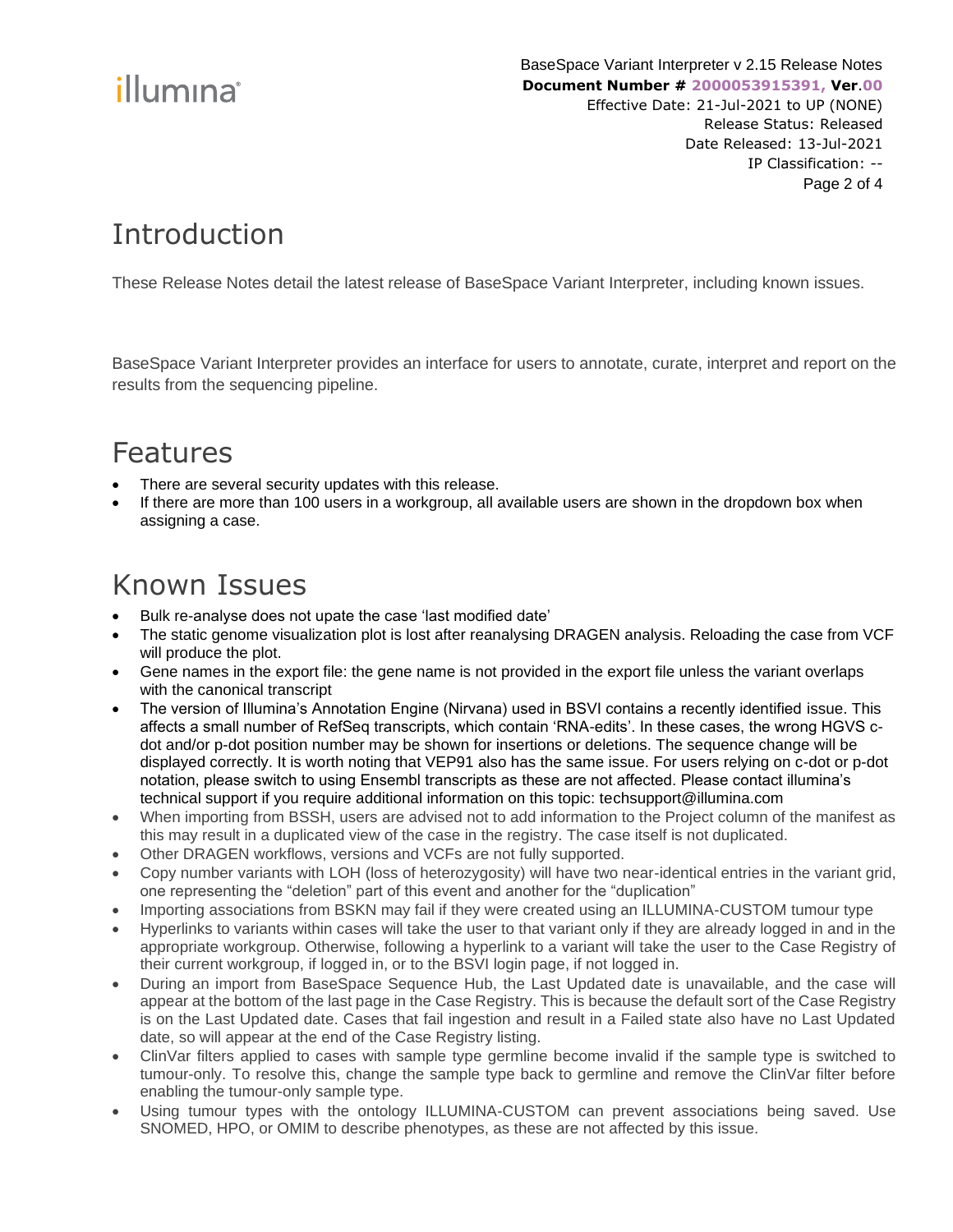# Introduction

These Release Notes detail the latest release of BaseSpace Variant Interpreter, including known issues.

BaseSpace Variant Interpreter provides an interface for users to annotate, curate, interpret and report on the results from the sequencing pipeline.

# Features

- There are several security updates with this release.
- If there are more than 100 users in a workgroup, all available users are shown in the dropdown box when assigning a case.

# Known Issues

- Bulk re-analyse does not upate the case 'last modified date'
- The static genome visualization plot is lost after reanalysing DRAGEN analysis. Reloading the case from VCF will produce the plot.
- Gene names in the export file: the gene name is not provided in the export file unless the variant overlaps with the canonical transcript
- The version of Illumina's Annotation Engine (Nirvana) used in BSVI contains a recently identified issue. This affects a small number of RefSeq transcripts, which contain 'RNA-edits'. In these cases, the wrong HGVS c-dot and/or p-dot position number may be shown for insertions or deletions. The sequence change will be displayed correctly. It is worth noting that VEP91 also has the same issue. For users relying on c-dot or p-dot notation, please switch to using Ensembl transcripts as these are not affected. Please contact illumina's technical support if you require additional information on this topic: techsupport@illumina.com
- When importing from BSSH, users are advised not to add information to the Project column of the manifest as this may result in a duplicated view of the case in the registry. The case itself is not duplicated.
- Other DRAGEN workflows, versions and VCFs are not fully supported.
- Copy number variants with LOH (loss of heterozygosity) will have two near-identical entries in the variant grid, one representing the "deletion" part of this event and another for the "duplication"
- Importing associations from BSKN may fail if they were created using an ILLUMINA-CUSTOM tumour type
- Hyperlinks to variants within cases will take the user to that variant only if they are already logged in and in the appropriate workgroup. Otherwise, following a hyperlink to a variant will take the user to the Case Registry of their current workgroup, if logged in, or to the BSVI login page, if not logged in.
- During an import from BaseSpace Sequence Hub, the Last Updated date is unavailable, and the case will appear at the bottom of the last page in the Case Registry. This is because the default sort of the Case Registry is on the Last Updated date. Cases that fail ingestion and result in a Failed state also have no Last Updated date, so will appear at the end of the Case Registry listing.
- ClinVar filters applied to cases with sample type germline become invalid if the sample type is switched to tumour-only. To resolve this, change the sample type back to germline and remove the ClinVar filter before enabling the tumour-only sample type.
- Using tumour types with the ontology ILLUMINA-CUSTOM can prevent associations being saved. Use SNOMED, HPO, or OMIM to describe phenotypes, as these are not affected by this issue.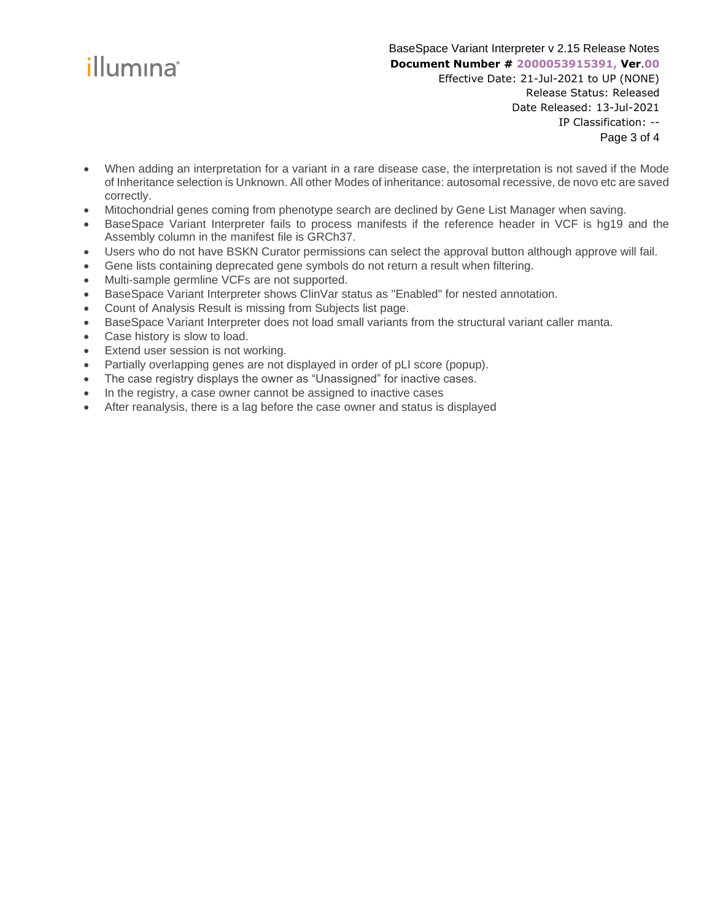- When adding an interpretation for a variant in a rare disease case, the interpretation is not saved if the Mode of Inheritance selection is Unknown. All other Modes of inheritance: autosomal recessive, de novo etc are saved correctly.
- Mitochondrial genes coming from phenotype search are declined by Gene List Manager when saving.
- BaseSpace Variant Interpreter fails to process manifests if the reference header in VCF is hg19 and the Assembly column in the manifest file is GRCh37.
- Users who do not have BSKN Curator permissions can select the approval button although approve will fail.
- Gene lists containing deprecated gene symbols do not return a result when filtering.
- Multi-sample germline VCFs are not supported.
- BaseSpace Variant Interpreter shows ClinVar status as "Enabled" for nested annotation.
- Count of Analysis Result is missing from Subjects list page.
- BaseSpace Variant Interpreter does not load small variants from the structural variant caller manta.
- Case history is slow to load.
- Extend user session is not working.
- Partially overlapping genes are not displayed in order of pLI score (popup).
- The case registry displays the owner as “Unassigned” for inactive cases.
- In the registry, a case owner cannot be assigned to inactive cases
- After reanalysis, there is a lag before the case owner and status is displayed